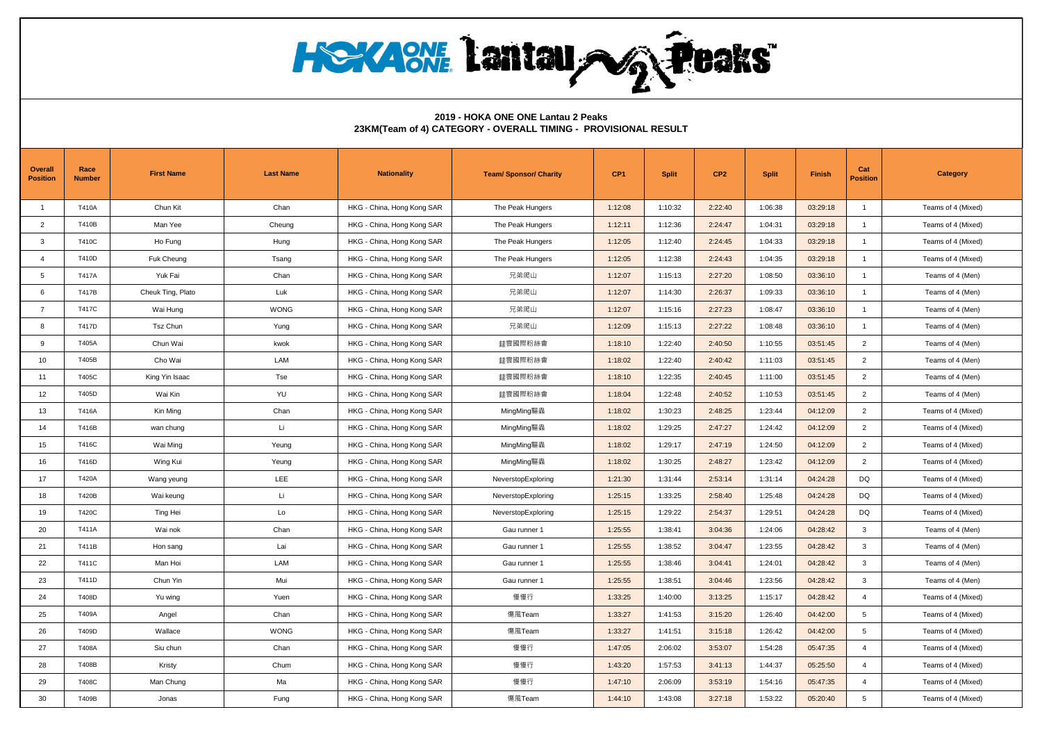# HOKA ONE ONE Lantau 2 Peaks

**2019 - HOKA ONE ONE Lantau 2 Peaks**
**23KM(Team of 4) CATEGORY - OVERALL TIMING - PROVISIONAL RESULT**

| Overall Position | Race Number | First Name | Last Name | Nationality | Team/ Sponsor/ Charity | CP1 | Split | CP2 | Split | Finish | Cat Position | Category |
|---|---|---|---|---|---|---|---|---|---|---|---|---|
| 1 | T410A | Chun Kit | Chan | HKG - China, Hong Kong SAR | The Peak Hungers | 1:12:08 | 1:10:32 | 2:22:40 | 1:06:38 | 03:29:18 | 1 | Teams of 4 (Mixed) |
| 2 | T410B | Man Yee | Cheung | HKG - China, Hong Kong SAR | The Peak Hungers | 1:12:11 | 1:12:36 | 2:24:47 | 1:04:31 | 03:29:18 | 1 | Teams of 4 (Mixed) |
| 3 | T410C | Ho Fung | Hung | HKG - China, Hong Kong SAR | The Peak Hungers | 1:12:05 | 1:12:40 | 2:24:45 | 1:04:33 | 03:29:18 | 1 | Teams of 4 (Mixed) |
| 4 | T410D | Fuk Cheung | Tsang | HKG - China, Hong Kong SAR | The Peak Hungers | 1:12:05 | 1:12:38 | 2:24:43 | 1:04:35 | 03:29:18 | 1 | Teams of 4 (Mixed) |
| 5 | T417A | Yuk Fai | Chan | HKG - China, Hong Kong SAR | 兄弟爬山 | 1:12:07 | 1:15:13 | 2:27:20 | 1:08:50 | 03:36:10 | 1 | Teams of 4 (Men) |
| 6 | T417B | Cheuk Ting, Plato | Luk | HKG - China, Hong Kong SAR | 兄弟爬山 | 1:12:07 | 1:14:30 | 2:26:37 | 1:09:33 | 03:36:10 | 1 | Teams of 4 (Men) |
| 7 | T417C | Wai Hung | WONG | HKG - China, Hong Kong SAR | 兄弟爬山 | 1:12:07 | 1:15:16 | 2:27:23 | 1:08:47 | 03:36:10 | 1 | Teams of 4 (Men) |
| 8 | T417D | Tsz Chun | Yung | HKG - China, Hong Kong SAR | 兄弟爬山 | 1:12:09 | 1:15:13 | 2:27:22 | 1:08:48 | 03:36:10 | 1 | Teams of 4 (Men) |
| 9 | T405A | Chun Wai | kwok | HKG - China, Hong Kong SAR | 鏈雲國際粉絲會 | 1:18:10 | 1:22:40 | 2:40:50 | 1:10:55 | 03:51:45 | 2 | Teams of 4 (Men) |
| 10 | T405B | Cho Wai | LAM | HKG - China, Hong Kong SAR | 鏈雲國際粉絲會 | 1:18:02 | 1:22:40 | 2:40:42 | 1:11:03 | 03:51:45 | 2 | Teams of 4 (Men) |
| 11 | T405C | King Yin Isaac | Tse | HKG - China, Hong Kong SAR | 鏈雲國際粉絲會 | 1:18:10 | 1:22:35 | 2:40:45 | 1:11:00 | 03:51:45 | 2 | Teams of 4 (Men) |
| 12 | T405D | Wai Kin | YU | HKG - China, Hong Kong SAR | 鏈雲國際粉絲會 | 1:18:04 | 1:22:48 | 2:40:52 | 1:10:53 | 03:51:45 | 2 | Teams of 4 (Men) |
| 13 | T416A | Kin Ming | Chan | HKG - China, Hong Kong SAR | MingMing驪轟 | 1:18:02 | 1:30:23 | 2:48:25 | 1:23:44 | 04:12:09 | 2 | Teams of 4 (Mixed) |
| 14 | T416B | wan chung | Li | HKG - China, Hong Kong SAR | MingMing驪轟 | 1:18:02 | 1:29:25 | 2:47:27 | 1:24:42 | 04:12:09 | 2 | Teams of 4 (Mixed) |
| 15 | T416C | Wai Ming | Yeung | HKG - China, Hong Kong SAR | MingMing驪轟 | 1:18:02 | 1:29:17 | 2:47:19 | 1:24:50 | 04:12:09 | 2 | Teams of 4 (Mixed) |
| 16 | T416D | Wing Kui | Yeung | HKG - China, Hong Kong SAR | MingMing驪轟 | 1:18:02 | 1:30:25 | 2:48:27 | 1:23:42 | 04:12:09 | 2 | Teams of 4 (Mixed) |
| 17 | T420A | Wang yeung | LEE | HKG - China, Hong Kong SAR | NeverstopExploring | 1:21:30 | 1:31:44 | 2:53:14 | 1:31:14 | 04:24:28 | DQ | Teams of 4 (Mixed) |
| 18 | T420B | Wai keung | Li | HKG - China, Hong Kong SAR | NeverstopExploring | 1:25:15 | 1:33:25 | 2:58:40 | 1:25:48 | 04:24:28 | DQ | Teams of 4 (Mixed) |
| 19 | T420C | Ting Hei | Lo | HKG - China, Hong Kong SAR | NeverstopExploring | 1:25:15 | 1:29:22 | 2:54:37 | 1:29:51 | 04:24:28 | DQ | Teams of 4 (Mixed) |
| 20 | T411A | Wai nok | Chan | HKG - China, Hong Kong SAR | Gau runner 1 | 1:25:55 | 1:38:41 | 3:04:36 | 1:24:06 | 04:28:42 | 3 | Teams of 4 (Men) |
| 21 | T411B | Hon sang | Lai | HKG - China, Hong Kong SAR | Gau runner 1 | 1:25:55 | 1:38:52 | 3:04:47 | 1:23:55 | 04:28:42 | 3 | Teams of 4 (Men) |
| 22 | T411C | Man Hoi | LAM | HKG - China, Hong Kong SAR | Gau runner 1 | 1:25:55 | 1:38:46 | 3:04:41 | 1:24:01 | 04:28:42 | 3 | Teams of 4 (Men) |
| 23 | T411D | Chun Yin | Mui | HKG - China, Hong Kong SAR | Gau runner 1 | 1:25:55 | 1:38:51 | 3:04:46 | 1:23:56 | 04:28:42 | 3 | Teams of 4 (Men) |
| 24 | T408D | Yu wing | Yuen | HKG - China, Hong Kong SAR | 慢慢行 | 1:33:25 | 1:40:00 | 3:13:25 | 1:15:17 | 04:28:42 | 4 | Teams of 4 (Mixed) |
| 25 | T409A | Angel | Chan | HKG - China, Hong Kong SAR | 爆風Team | 1:33:27 | 1:41:53 | 3:15:20 | 1:26:40 | 04:42:00 | 5 | Teams of 4 (Mixed) |
| 26 | T409D | Wallace | WONG | HKG - China, Hong Kong SAR | 爆風Team | 1:33:27 | 1:41:51 | 3:15:18 | 1:26:42 | 04:42:00 | 5 | Teams of 4 (Mixed) |
| 27 | T408A | Siu chun | Chan | HKG - China, Hong Kong SAR | 慢慢行 | 1:47:05 | 2:06:02 | 3:53:07 | 1:54:28 | 05:47:35 | 4 | Teams of 4 (Mixed) |
| 28 | T408B | Kristy | Chum | HKG - China, Hong Kong SAR | 慢慢行 | 1:43:20 | 1:57:53 | 3:41:13 | 1:44:37 | 05:25:50 | 4 | Teams of 4 (Mixed) |
| 29 | T408C | Man Chung | Ma | HKG - China, Hong Kong SAR | 慢慢行 | 1:47:10 | 2:06:09 | 3:53:19 | 1:54:16 | 05:47:35 | 4 | Teams of 4 (Mixed) |
| 30 | T409B | Jonas | Fung | HKG - China, Hong Kong SAR | 爆風Team | 1:44:10 | 1:43:08 | 3:27:18 | 1:53:22 | 05:20:40 | 5 | Teams of 4 (Mixed) |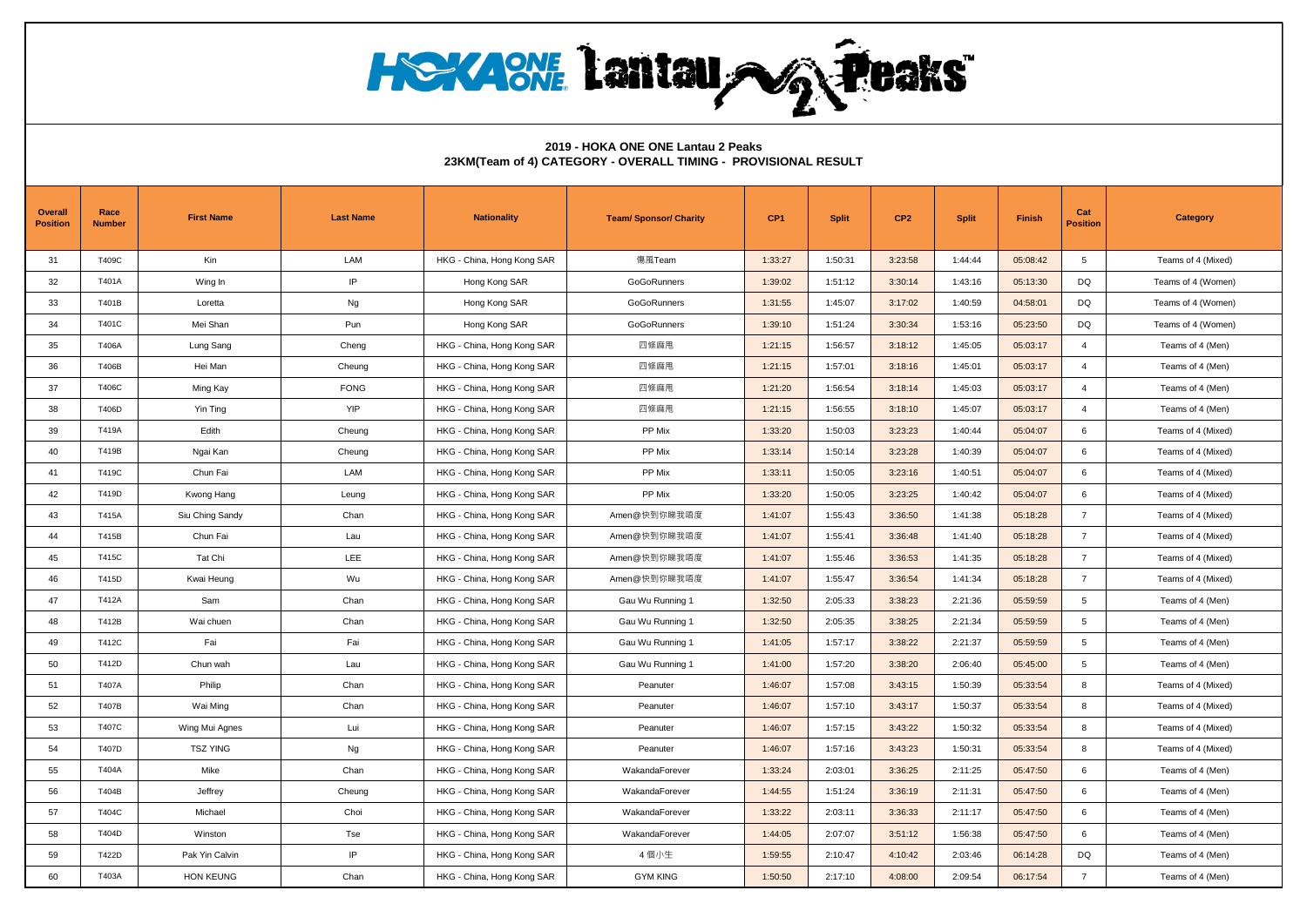**2019 - HOKA ONE ONE Lantau 2 Peaks**
**23KM(Team of 4) CATEGORY - OVERALL TIMING - PROVISIONAL RESULT**

| Overall Position | Race Number | First Name | Last Name | Nationality | Team/ Sponsor/ Charity | CP1 | Split | CP2 | Split | Finish | Cat Position | Category |
|---|---|---|---|---|---|---|---|---|---|---|---|---|
| 31 | T409C | Kin | LAM | HKG - China, Hong Kong SAR | 傷風Team | 1:33:27 | 1:50:31 | 3:23:58 | 1:44:44 | 05:08:42 | 5 | Teams of 4 (Mixed) |
| 32 | T401A | Wing In | IP | Hong Kong SAR | GoGoRunners | 1:39:02 | 1:51:12 | 3:30:14 | 1:43:16 | 05:13:30 | DQ | Teams of 4 (Women) |
| 33 | T401B | Loretta | Ng | Hong Kong SAR | GoGoRunners | 1:31:55 | 1:45:07 | 3:17:02 | 1:40:59 | 04:58:01 | DQ | Teams of 4 (Women) |
| 34 | T401C | Mei Shan | Pun | Hong Kong SAR | GoGoRunners | 1:39:10 | 1:51:24 | 3:30:34 | 1:53:16 | 05:23:50 | DQ | Teams of 4 (Women) |
| 35 | T406A | Lung Sang | Cheng | HKG - China, Hong Kong SAR | 四條麻甩 | 1:21:15 | 1:56:57 | 3:18:12 | 1:45:05 | 05:03:17 | 4 | Teams of 4 (Men) |
| 36 | T406B | Hei Man | Cheung | HKG - China, Hong Kong SAR | 四條麻甩 | 1:21:15 | 1:57:01 | 3:18:16 | 1:45:01 | 05:03:17 | 4 | Teams of 4 (Men) |
| 37 | T406C | Ming Kay | FONG | HKG - China, Hong Kong SAR | 四條麻甩 | 1:21:20 | 1:56:54 | 3:18:14 | 1:45:03 | 05:03:17 | 4 | Teams of 4 (Men) |
| 38 | T406D | Yin Ting | YIP | HKG - China, Hong Kong SAR | 四條麻甩 | 1:21:15 | 1:56:55 | 3:18:10 | 1:45:07 | 05:03:17 | 4 | Teams of 4 (Men) |
| 39 | T419A | Edith | Cheung | HKG - China, Hong Kong SAR | PP Mix | 1:33:20 | 1:50:03 | 3:23:23 | 1:40:44 | 05:04:07 | 6 | Teams of 4 (Mixed) |
| 40 | T419B | Ngai Kan | Cheung | HKG - China, Hong Kong SAR | PP Mix | 1:33:14 | 1:50:14 | 3:23:28 | 1:40:39 | 05:04:07 | 6 | Teams of 4 (Mixed) |
| 41 | T419C | Chun Fai | LAM | HKG - China, Hong Kong SAR | PP Mix | 1:33:11 | 1:50:05 | 3:23:16 | 1:40:51 | 05:04:07 | 6 | Teams of 4 (Mixed) |
| 42 | T419D | Kwong Hang | Leung | HKG - China, Hong Kong SAR | PP Mix | 1:33:20 | 1:50:05 | 3:23:25 | 1:40:42 | 05:04:07 | 6 | Teams of 4 (Mixed) |
| 43 | T415A | Siu Ching Sandy | Chan | HKG - China, Hong Kong SAR | Amen@快到你睇我唔度 | 1:41:07 | 1:55:43 | 3:36:50 | 1:41:38 | 05:18:28 | 7 | Teams of 4 (Mixed) |
| 44 | T415B | Chun Fai | Lau | HKG - China, Hong Kong SAR | Amen@快到你睇我唔度 | 1:41:07 | 1:55:41 | 3:36:48 | 1:41:40 | 05:18:28 | 7 | Teams of 4 (Mixed) |
| 45 | T415C | Tat Chi | LEE | HKG - China, Hong Kong SAR | Amen@快到你睇我唔度 | 1:41:07 | 1:55:46 | 3:36:53 | 1:41:35 | 05:18:28 | 7 | Teams of 4 (Mixed) |
| 46 | T415D | Kwai Heung | Wu | HKG - China, Hong Kong SAR | Amen@快到你睇我唔度 | 1:41:07 | 1:55:47 | 3:36:54 | 1:41:34 | 05:18:28 | 7 | Teams of 4 (Mixed) |
| 47 | T412A | Sam | Chan | HKG - China, Hong Kong SAR | Gau Wu Running 1 | 1:32:50 | 2:05:33 | 3:38:23 | 2:21:36 | 05:59:59 | 5 | Teams of 4 (Men) |
| 48 | T412B | Wai chuen | Chan | HKG - China, Hong Kong SAR | Gau Wu Running 1 | 1:32:50 | 2:05:35 | 3:38:25 | 2:21:34 | 05:59:59 | 5 | Teams of 4 (Men) |
| 49 | T412C | Fai | Fai | HKG - China, Hong Kong SAR | Gau Wu Running 1 | 1:41:05 | 1:57:17 | 3:38:22 | 2:21:37 | 05:59:59 | 5 | Teams of 4 (Men) |
| 50 | T412D | Chun wah | Lau | HKG - China, Hong Kong SAR | Gau Wu Running 1 | 1:41:00 | 1:57:20 | 3:38:20 | 2:06:40 | 05:45:00 | 5 | Teams of 4 (Men) |
| 51 | T407A | Philip | Chan | HKG - China, Hong Kong SAR | Peanuter | 1:46:07 | 1:57:08 | 3:43:15 | 1:50:39 | 05:33:54 | 8 | Teams of 4 (Mixed) |
| 52 | T407B | Wai Ming | Chan | HKG - China, Hong Kong SAR | Peanuter | 1:46:07 | 1:57:10 | 3:43:17 | 1:50:37 | 05:33:54 | 8 | Teams of 4 (Mixed) |
| 53 | T407C | Wing Mui Agnes | Lui | HKG - China, Hong Kong SAR | Peanuter | 1:46:07 | 1:57:15 | 3:43:22 | 1:50:32 | 05:33:54 | 8 | Teams of 4 (Mixed) |
| 54 | T407D | TSZ YING | Ng | HKG - China, Hong Kong SAR | Peanuter | 1:46:07 | 1:57:16 | 3:43:23 | 1:50:31 | 05:33:54 | 8 | Teams of 4 (Mixed) |
| 55 | T404A | Mike | Chan | HKG - China, Hong Kong SAR | WakandaForever | 1:33:24 | 2:03:01 | 3:36:25 | 2:11:25 | 05:47:50 | 6 | Teams of 4 (Men) |
| 56 | T404B | Jeffrey | Cheung | HKG - China, Hong Kong SAR | WakandaForever | 1:44:55 | 1:51:24 | 3:36:19 | 2:11:31 | 05:47:50 | 6 | Teams of 4 (Men) |
| 57 | T404C | Michael | Choi | HKG - China, Hong Kong SAR | WakandaForever | 1:33:22 | 2:03:11 | 3:36:33 | 2:11:17 | 05:47:50 | 6 | Teams of 4 (Men) |
| 58 | T404D | Winston | Tse | HKG - China, Hong Kong SAR | WakandaForever | 1:44:05 | 2:07:07 | 3:51:12 | 1:56:38 | 05:47:50 | 6 | Teams of 4 (Men) |
| 59 | T422D | Pak Yin Calvin | IP | HKG - China, Hong Kong SAR | 4 個小生 | 1:59:55 | 2:10:47 | 4:10:42 | 2:03:46 | 06:14:28 | DQ | Teams of 4 (Men) |
| 60 | T403A | HON KEUNG | Chan | HKG - China, Hong Kong SAR | GYM KING | 1:50:50 | 2:17:10 | 4:08:00 | 2:09:54 | 06:17:54 | 7 | Teams of 4 (Men) |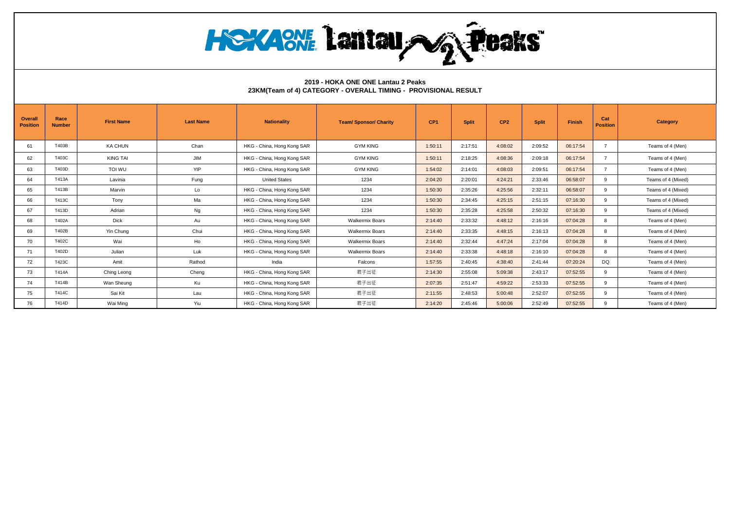**2019 - HOKA ONE ONE Lantau 2 Peaks**
**23KM(Team of 4) CATEGORY - OVERALL TIMING - PROVISIONAL RESULT**

| Overall Position | Race Number | First Name | Last Name | Nationality | Team/ Sponsor/ Charity | CP1 | Split | CP2 | Split | Finish | Cat Position | Category |
|---|---|---|---|---|---|---|---|---|---|---|---|---|
| 61 | T403B | KA CHUN | Chan | HKG - China, Hong Kong SAR | GYM KING | 1:50:11 | 2:17:51 | 4:08:02 | 2:09:52 | 06:17:54 | 7 | Teams of 4 (Men) |
| 62 | T403C | KING TAI | JIM | HKG - China, Hong Kong SAR | GYM KING | 1:50:11 | 2:18:25 | 4:08:36 | 2:09:18 | 06:17:54 | 7 | Teams of 4 (Men) |
| 63 | T403D | TOI WU | YIP | HKG - China, Hong Kong SAR | GYM KING | 1:54:02 | 2:14:01 | 4:08:03 | 2:09:51 | 06:17:54 | 7 | Teams of 4 (Men) |
| 64 | T413A | Lavinia | Fung | United States | 1234 | 2:04:20 | 2:20:01 | 4:24:21 | 2:33:46 | 06:58:07 | 9 | Teams of 4 (Mixed) |
| 65 | T413B | Marvin | Lo | HKG - China, Hong Kong SAR | 1234 | 1:50:30 | 2:35:26 | 4:25:56 | 2:32:11 | 06:58:07 | 9 | Teams of 4 (Mixed) |
| 66 | T413C | Tony | Ma | HKG - China, Hong Kong SAR | 1234 | 1:50:30 | 2:34:45 | 4:25:15 | 2:51:15 | 07:16:30 | 9 | Teams of 4 (Mixed) |
| 67 | T413D | Adrian | Ng | HKG - China, Hong Kong SAR | 1234 | 1:50:30 | 2:35:28 | 4:25:58 | 2:50:32 | 07:16:30 | 9 | Teams of 4 (Mixed) |
| 68 | T402A | Dick | Au | HKG - China, Hong Kong SAR | Walkermix Boars | 2:14:40 | 2:33:32 | 4:48:12 | 2:16:16 | 07:04:28 | 8 | Teams of 4 (Men) |
| 69 | T402B | Yin Chung | Chui | HKG - China, Hong Kong SAR | Walkermix Boars | 2:14:40 | 2:33:35 | 4:48:15 | 2:16:13 | 07:04:28 | 8 | Teams of 4 (Men) |
| 70 | T402C | Wai | Ho | HKG - China, Hong Kong SAR | Walkermix Boars | 2:14:40 | 2:32:44 | 4:47:24 | 2:17:04 | 07:04:28 | 8 | Teams of 4 (Men) |
| 71 | T402D | Julian | Luk | HKG - China, Hong Kong SAR | Walkermix Boars | 2:14:40 | 2:33:38 | 4:48:18 | 2:16:10 | 07:04:28 | 8 | Teams of 4 (Men) |
| 72 | T423C | Amit | Rathod | India | Falcons | 1:57:55 | 2:40:45 | 4:38:40 | 2:41:44 | 07:20:24 | DQ | Teams of 4 (Men) |
| 73 | T414A | Ching Leong | Cheng | HKG - China, Hong Kong SAR | 君子出征 | 2:14:30 | 2:55:08 | 5:09:38 | 2:43:17 | 07:52:55 | 9 | Teams of 4 (Men) |
| 74 | T414B | Wan Sheung | Ku | HKG - China, Hong Kong SAR | 君子出征 | 2:07:35 | 2:51:47 | 4:59:22 | 2:53:33 | 07:52:55 | 9 | Teams of 4 (Men) |
| 75 | T414C | Sai Kit | Lau | HKG - China, Hong Kong SAR | 君子出征 | 2:11:55 | 2:48:53 | 5:00:48 | 2:52:07 | 07:52:55 | 9 | Teams of 4 (Men) |
| 76 | T414D | Wai Ming | Yiu | HKG - China, Hong Kong SAR | 君子出征 | 2:14:20 | 2:45:46 | 5:00:06 | 2:52:49 | 07:52:55 | 9 | Teams of 4 (Men) |